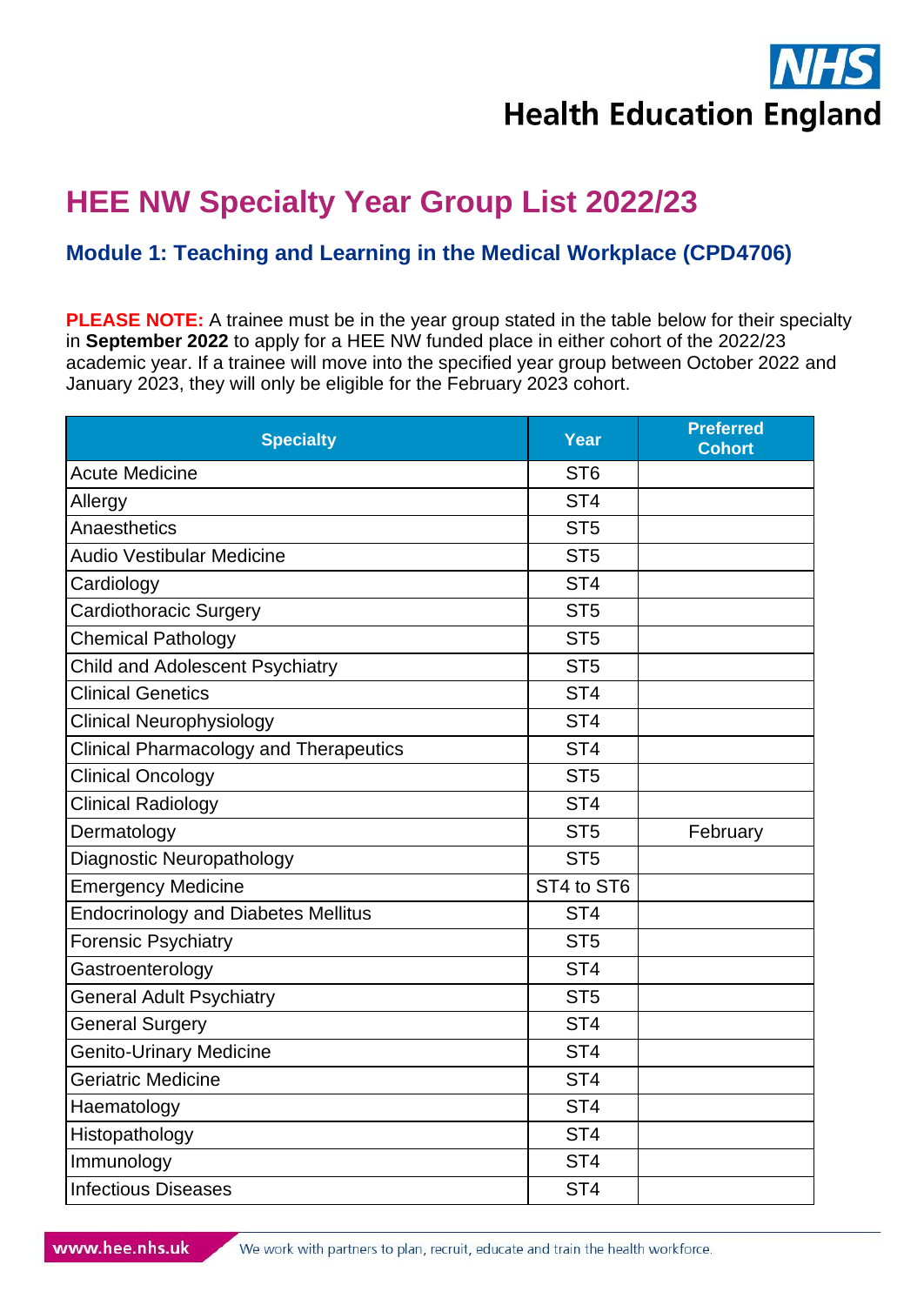# HEE NW Specialty Year Group List 2022/23

## Module 1: Teaching and Learning in the Medical Workplace (CPD4706)

**PLEASE NOTE:** A trainee must be in the year group stated in the table below for their specialty in **September 2022** to apply for a HEE NW funded place in either cohort of the 2022/23 academic year. If a trainee will move into the specified year group between October 2022 and January 2023, they will only be eligible for the February 2023 cohort.

| Specialty | Year | Preferred Cohort |
|---|---|---|
| Acute Medicine | ST6 | |
| Allergy | ST4 | |
| Anaesthetics | ST5 | |
| Audio Vestibular Medicine | ST5 | |
| Cardiology | ST4 | |
| Cardiothoracic Surgery | ST5 | |
| Chemical Pathology | ST5 | |
| Child and Adolescent Psychiatry | ST5 | |
| Clinical Genetics | ST4 | |
| Clinical Neurophysiology | ST4 | |
| Clinical Pharmacology and Therapeutics | ST4 | |
| Clinical Oncology | ST5 | |
| Clinical Radiology | ST4 | |
| Dermatology | ST5 | February |
| Diagnostic Neuropathology | ST5 | |
| Emergency Medicine | ST4 to ST6 | |
| Endocrinology and Diabetes Mellitus | ST4 | |
| Forensic Psychiatry | ST5 | |
| Gastroenterology | ST4 | |
| General Adult Psychiatry | ST5 | |
| General Surgery | ST4 | |
| Genito-Urinary Medicine | ST4 | |
| Geriatric Medicine | ST4 | |
| Haematology | ST4 | |
| Histopathology | ST4 | |
| Immunology | ST4 | |
| Infectious Diseases | ST4 | |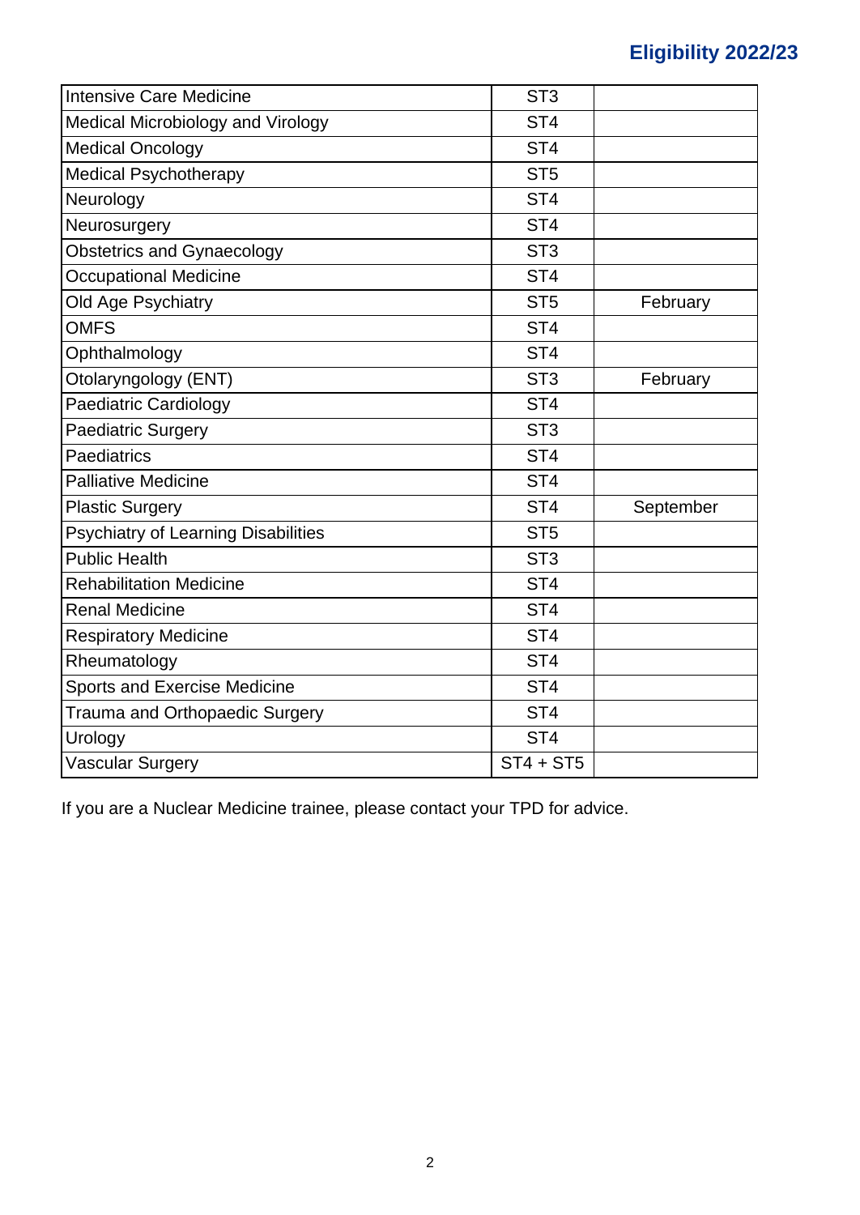# Eligibility 2022/23

| | | |
|---|---|---|
| Intensive Care Medicine | ST3 | |
| Medical Microbiology and Virology | ST4 | |
| Medical Oncology | ST4 | |
| Medical Psychotherapy | ST5 | |
| Neurology | ST4 | |
| Neurosurgery | ST4 | |
| Obstetrics and Gynaecology | ST3 | |
| Occupational Medicine | ST4 | |
| Old Age Psychiatry | ST5 | February |
| OMFS | ST4 | |
| Ophthalmology | ST4 | |
| Otolaryngology (ENT) | ST3 | February |
| Paediatric Cardiology | ST4 | |
| Paediatric Surgery | ST3 | |
| Paediatrics | ST4 | |
| Palliative Medicine | ST4 | |
| Plastic Surgery | ST4 | September |
| Psychiatry of Learning Disabilities | ST5 | |
| Public Health | ST3 | |
| Rehabilitation Medicine | ST4 | |
| Renal Medicine | ST4 | |
| Respiratory Medicine | ST4 | |
| Rheumatology | ST4 | |
| Sports and Exercise Medicine | ST4 | |
| Trauma and Orthopaedic Surgery | ST4 | |
| Urology | ST4 | |
| Vascular Surgery | ST4 + ST5 | |

If you are a Nuclear Medicine trainee, please contact your TPD for advice.